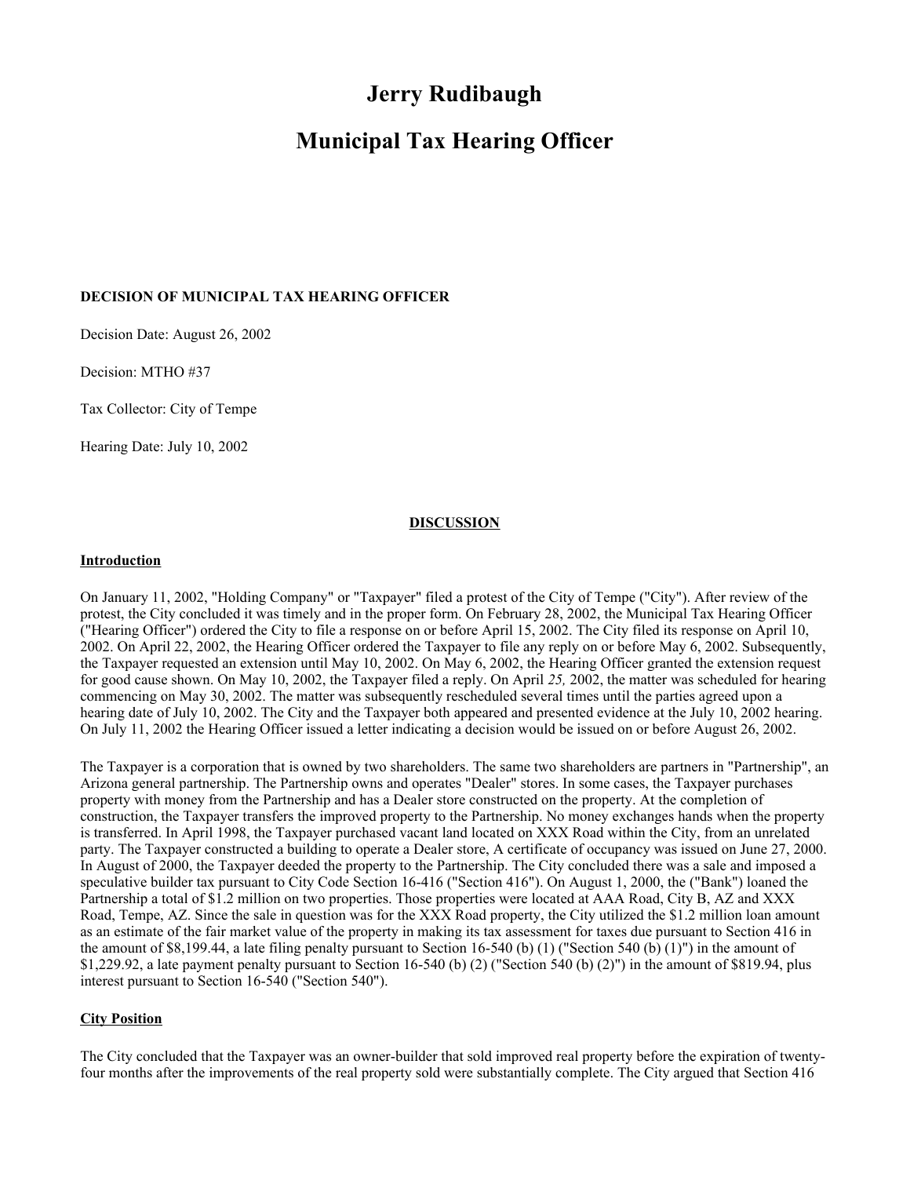# Jerry Rudibaugh

# Municipal Tax Hearing Officer

**DECISION OF MUNICIPAL TAX HEARING OFFICER**

Decision Date: August 26, 2002

Decision: MTHO #37

Tax Collector: City of Tempe

Hearing Date: July 10, 2002

## DISCUSSION

### Introduction

On January 11, 2002, "Holding Company" or "Taxpayer" filed a protest of the City of Tempe ("City"). After review of the protest, the City concluded it was timely and in the proper form. On February 28, 2002, the Municipal Tax Hearing Officer ("Hearing Officer") ordered the City to file a response on or before April 15, 2002. The City filed its response on April 10, 2002. On April 22, 2002, the Hearing Officer ordered the Taxpayer to file any reply on or before May 6, 2002. Subsequently, the Taxpayer requested an extension until May 10, 2002. On May 6, 2002, the Hearing Officer granted the extension request for good cause shown. On May 10, 2002, the Taxpayer filed a reply. On April *25,* 2002, the matter was scheduled for hearing commencing on May 30, 2002. The matter was subsequently rescheduled several times until the parties agreed upon a hearing date of July 10, 2002. The City and the Taxpayer both appeared and presented evidence at the July 10, 2002 hearing. On July 11, 2002 the Hearing Officer issued a letter indicating a decision would be issued on or before August 26, 2002.

The Taxpayer is a corporation that is owned by two shareholders. The same two shareholders are partners in "Partnership", an Arizona general partnership. The Partnership owns and operates "Dealer" stores. In some cases, the Taxpayer purchases property with money from the Partnership and has a Dealer store constructed on the property. At the completion of construction, the Taxpayer transfers the improved property to the Partnership. No money exchanges hands when the property is transferred. In April 1998, the Taxpayer purchased vacant land located on XXX Road within the City, from an unrelated party. The Taxpayer constructed a building to operate a Dealer store, A certificate of occupancy was issued on June 27, 2000. In August of 2000, the Taxpayer deeded the property to the Partnership. The City concluded there was a sale and imposed a speculative builder tax pursuant to City Code Section 16-416 ("Section 416"). On August 1, 2000, the ("Bank") loaned the Partnership a total of $1.2 million on two properties. Those properties were located at AAA Road, City B, AZ and XXX Road, Tempe, AZ. Since the sale in question was for the XXX Road property, the City utilized the $1.2 million loan amount as an estimate of the fair market value of the property in making its tax assessment for taxes due pursuant to Section 416 in the amount of $8,199.44, a late filing penalty pursuant to Section 16-540 (b) (1) ("Section 540 (b) (1)") in the amount of $1,229.92, a late payment penalty pursuant to Section 16-540 (b) (2) ("Section 540 (b) (2)") in the amount of $819.94, plus interest pursuant to Section 16-540 ("Section 540").

### City Position

The City concluded that the Taxpayer was an owner-builder that sold improved real property before the expiration of twenty-four months after the improvements of the real property sold were substantially complete. The City argued that Section 416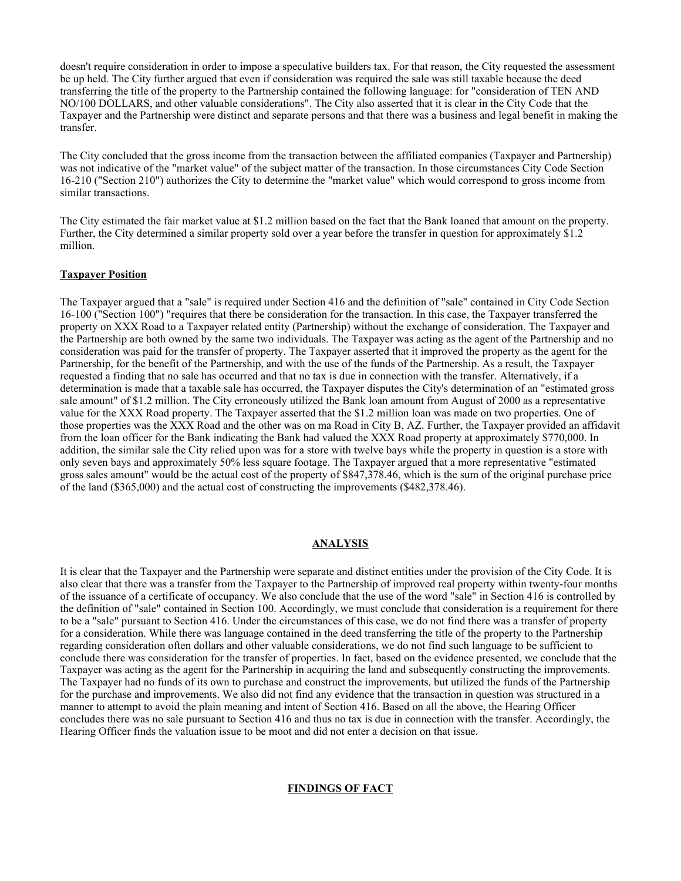doesn't require consideration in order to impose a speculative builders tax. For that reason, the City requested the assessment be up held. The City further argued that even if consideration was required the sale was still taxable because the deed transferring the title of the property to the Partnership contained the following language: for "consideration of TEN AND NO/100 DOLLARS, and other valuable considerations". The City also asserted that it is clear in the City Code that the Taxpayer and the Partnership were distinct and separate persons and that there was a business and legal benefit in making the transfer.

The City concluded that the gross income from the transaction between the affiliated companies (Taxpayer and Partnership) was not indicative of the "market value" of the subject matter of the transaction. In those circumstances City Code Section 16-210 ("Section 210") authorizes the City to determine the "market value" which would correspond to gross income from similar transactions.

The City estimated the fair market value at $1.2 million based on the fact that the Bank loaned that amount on the property. Further, the City determined a similar property sold over a year before the transfer in question for approximately $1.2 million.

**Taxpayer Position**

The Taxpayer argued that a "sale" is required under Section 416 and the definition of "sale" contained in City Code Section 16-100 ("Section 100") "requires that there be consideration for the transaction. In this case, the Taxpayer transferred the property on XXX Road to a Taxpayer related entity (Partnership) without the exchange of consideration. The Taxpayer and the Partnership are both owned by the same two individuals. The Taxpayer was acting as the agent of the Partnership and no consideration was paid for the transfer of property. The Taxpayer asserted that it improved the property as the agent for the Partnership, for the benefit of the Partnership, and with the use of the funds of the Partnership. As a result, the Taxpayer requested a finding that no sale has occurred and that no tax is due in connection with the transfer. Alternatively, if a determination is made that a taxable sale has occurred, the Taxpayer disputes the City's determination of an "estimated gross sale amount" of $1.2 million. The City erroneously utilized the Bank loan amount from August of 2000 as a representative value for the XXX Road property. The Taxpayer asserted that the $1.2 million loan was made on two properties. One of those properties was the XXX Road and the other was on ma Road in City B, AZ. Further, the Taxpayer provided an affidavit from the loan officer for the Bank indicating the Bank had valued the XXX Road property at approximately $770,000. In addition, the similar sale the City relied upon was for a store with twelve bays while the property in question is a store with only seven bays and approximately 50% less square footage. The Taxpayer argued that a more representative "estimated gross sales amount" would be the actual cost of the property of $847,378.46, which is the sum of the original purchase price of the land ($365,000) and the actual cost of constructing the improvements ($482,378.46).

## ANALYSIS

It is clear that the Taxpayer and the Partnership were separate and distinct entities under the provision of the City Code. It is also clear that there was a transfer from the Taxpayer to the Partnership of improved real property within twenty-four months of the issuance of a certificate of occupancy. We also conclude that the use of the word "sale" in Section 416 is controlled by the definition of "sale" contained in Section 100. Accordingly, we must conclude that consideration is a requirement for there to be a "sale" pursuant to Section 416. Under the circumstances of this case, we do not find there was a transfer of property for a consideration. While there was language contained in the deed transferring the title of the property to the Partnership regarding consideration often dollars and other valuable considerations, we do not find such language to be sufficient to conclude there was consideration for the transfer of properties. In fact, based on the evidence presented, we conclude that the Taxpayer was acting as the agent for the Partnership in acquiring the land and subsequently constructing the improvements. The Taxpayer had no funds of its own to purchase and construct the improvements, but utilized the funds of the Partnership for the purchase and improvements. We also did not find any evidence that the transaction in question was structured in a manner to attempt to avoid the plain meaning and intent of Section 416. Based on all the above, the Hearing Officer concludes there was no sale pursuant to Section 416 and thus no tax is due in connection with the transfer. Accordingly, the Hearing Officer finds the valuation issue to be moot and did not enter a decision on that issue.

## FINDINGS OF FACT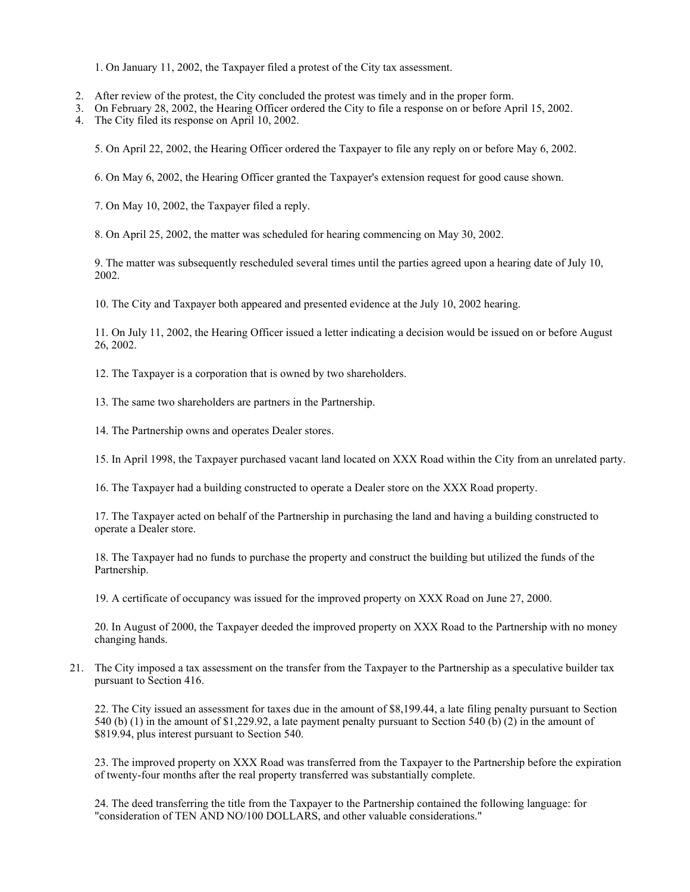1. On January 11, 2002, the Taxpayer filed a protest of the City tax assessment.

2. After review of the protest, the City concluded the protest was timely and in the proper form.
3. On February 28, 2002, the Hearing Officer ordered the City to file a response on or before April 15, 2002.
4. The City filed its response on April 10, 2002.

5. On April 22, 2002, the Hearing Officer ordered the Taxpayer to file any reply on or before May 6, 2002.

6. On May 6, 2002, the Hearing Officer granted the Taxpayer's extension request for good cause shown.

7. On May 10, 2002, the Taxpayer filed a reply.

8. On April 25, 2002, the matter was scheduled for hearing commencing on May 30, 2002.

9. The matter was subsequently rescheduled several times until the parties agreed upon a hearing date of July 10, 2002.

10. The City and Taxpayer both appeared and presented evidence at the July 10, 2002 hearing.

11. On July 11, 2002, the Hearing Officer issued a letter indicating a decision would be issued on or before August 26, 2002.

12. The Taxpayer is a corporation that is owned by two shareholders.

13. The same two shareholders are partners in the Partnership.

14. The Partnership owns and operates Dealer stores.

15. In April 1998, the Taxpayer purchased vacant land located on XXX Road within the City from an unrelated party.

16. The Taxpayer had a building constructed to operate a Dealer store on the XXX Road property.

17. The Taxpayer acted on behalf of the Partnership in purchasing the land and having a building constructed to operate a Dealer store.

18. The Taxpayer had no funds to purchase the property and construct the building but utilized the funds of the Partnership.

19. A certificate of occupancy was issued for the improved property on XXX Road on June 27, 2000.

20. In August of 2000, the Taxpayer deeded the improved property on XXX Road to the Partnership with no money changing hands.

21. The City imposed a tax assessment on the transfer from the Taxpayer to the Partnership as a speculative builder tax pursuant to Section 416.

22. The City issued an assessment for taxes due in the amount of $8,199.44, a late filing penalty pursuant to Section 540 (b) (1) in the amount of $1,229.92, a late payment penalty pursuant to Section 540 (b) (2) in the amount of $819.94, plus interest pursuant to Section 540.

23. The improved property on XXX Road was transferred from the Taxpayer to the Partnership before the expiration of twenty-four months after the real property transferred was substantially complete.

24. The deed transferring the title from the Taxpayer to the Partnership contained the following language: for "consideration of TEN AND NO/100 DOLLARS, and other valuable considerations."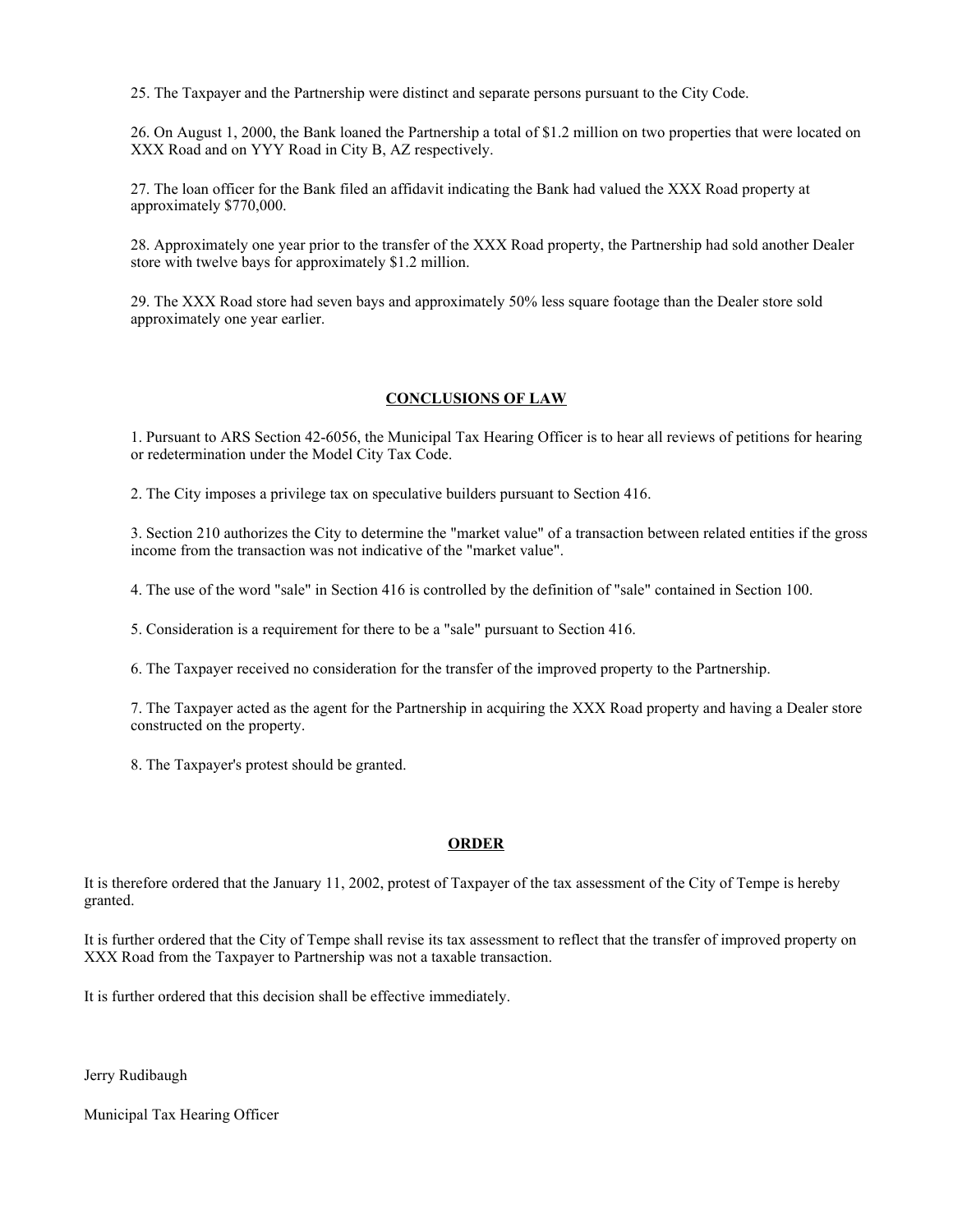25. The Taxpayer and the Partnership were distinct and separate persons pursuant to the City Code.

26. On August 1, 2000, the Bank loaned the Partnership a total of $1.2 million on two properties that were located on XXX Road and on YYY Road in City B, AZ respectively.

27. The loan officer for the Bank filed an affidavit indicating the Bank had valued the XXX Road property at approximately $770,000.

28. Approximately one year prior to the transfer of the XXX Road property, the Partnership had sold another Dealer store with twelve bays for approximately $1.2 million.

29. The XXX Road store had seven bays and approximately 50% less square footage than the Dealer store sold approximately one year earlier.

## CONCLUSIONS OF LAW

1. Pursuant to ARS Section 42-6056, the Municipal Tax Hearing Officer is to hear all reviews of petitions for hearing or redetermination under the Model City Tax Code.

2. The City imposes a privilege tax on speculative builders pursuant to Section 416.

3. Section 210 authorizes the City to determine the "market value" of a transaction between related entities if the gross income from the transaction was not indicative of the "market value".

4. The use of the word "sale" in Section 416 is controlled by the definition of "sale" contained in Section 100.

5. Consideration is a requirement for there to be a "sale" pursuant to Section 416.

6. The Taxpayer received no consideration for the transfer of the improved property to the Partnership.

7. The Taxpayer acted as the agent for the Partnership in acquiring the XXX Road property and having a Dealer store constructed on the property.

8. The Taxpayer's protest should be granted.

## ORDER

It is therefore ordered that the January 11, 2002, protest of Taxpayer of the tax assessment of the City of Tempe is hereby granted.

It is further ordered that the City of Tempe shall revise its tax assessment to reflect that the transfer of improved property on XXX Road from the Taxpayer to Partnership was not a taxable transaction.

It is further ordered that this decision shall be effective immediately.

Jerry Rudibaugh

Municipal Tax Hearing Officer